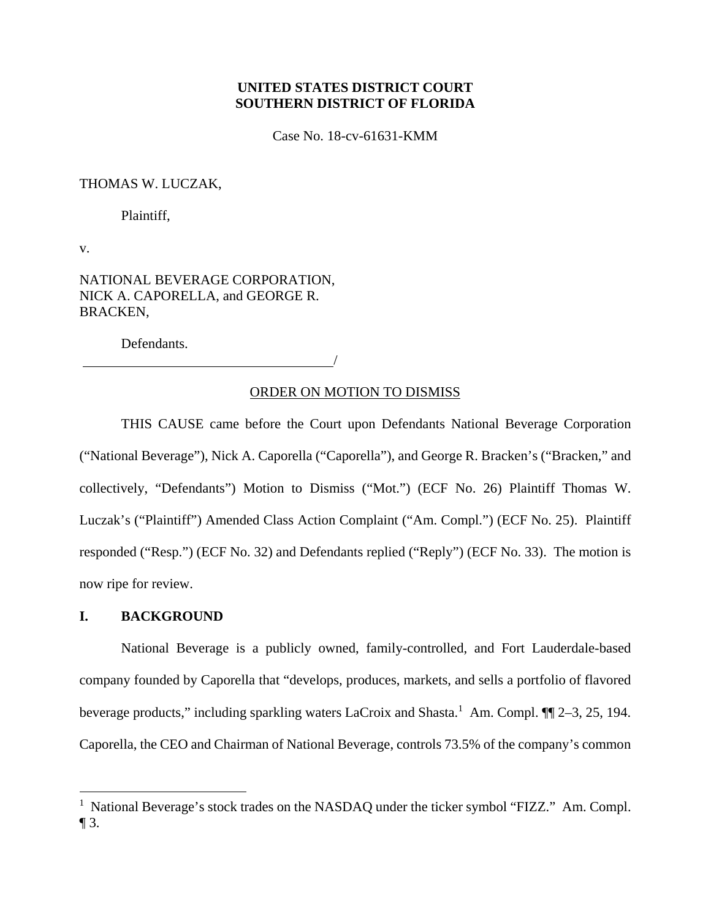**UNITED STATES DISTRICT COURT**
**SOUTHERN DISTRICT OF FLORIDA**

Case No. 18-cv-61631-KMM

THOMAS W. LUCZAK,

Plaintiff,

v.

NATIONAL BEVERAGE CORPORATION, NICK A. CAPORELLA, and GEORGE R. BRACKEN,

Defendants.
_____________________________________/

ORDER ON MOTION TO DISMISS

THIS CAUSE came before the Court upon Defendants National Beverage Corporation ("National Beverage"), Nick A. Caporella ("Caporella"), and George R. Bracken's ("Bracken," and collectively, "Defendants") Motion to Dismiss ("Mot.") (ECF No. 26) Plaintiff Thomas W. Luczak's ("Plaintiff") Amended Class Action Complaint ("Am. Compl.") (ECF No. 25). Plaintiff responded ("Resp.") (ECF No. 32) and Defendants replied ("Reply") (ECF No. 33). The motion is now ripe for review.

## I. BACKGROUND

National Beverage is a publicly owned, family-controlled, and Fort Lauderdale-based company founded by Caporella that "develops, produces, markets, and sells a portfolio of flavored beverage products," including sparkling waters LaCroix and Shasta.[1] Am. Compl. ¶¶ 2–3, 25, 194. Caporella, the CEO and Chairman of National Beverage, controls 73.5% of the company's common

[1] National Beverage's stock trades on the NASDAQ under the ticker symbol "FIZZ." Am. Compl. ¶ 3.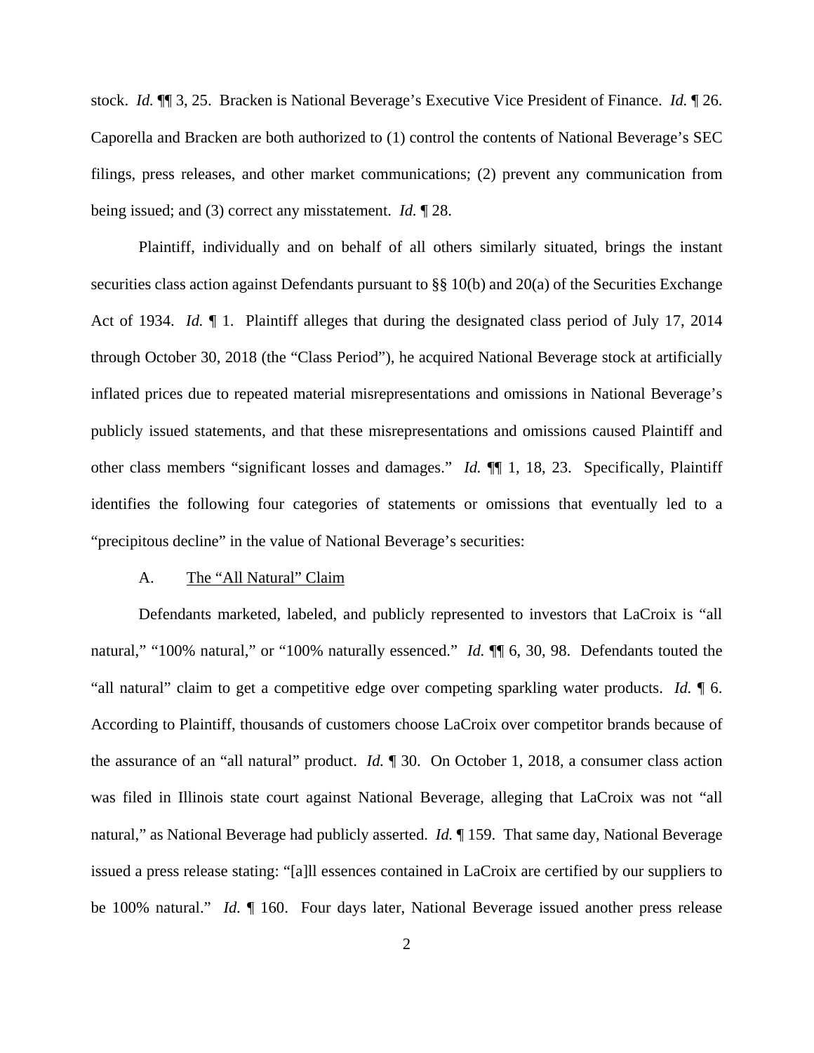stock. *Id.* ¶¶ 3, 25. Bracken is National Beverage's Executive Vice President of Finance. *Id.* ¶ 26. Caporella and Bracken are both authorized to (1) control the contents of National Beverage's SEC filings, press releases, and other market communications; (2) prevent any communication from being issued; and (3) correct any misstatement. *Id.* ¶ 28.

Plaintiff, individually and on behalf of all others similarly situated, brings the instant securities class action against Defendants pursuant to §§ 10(b) and 20(a) of the Securities Exchange Act of 1934. *Id.* ¶ 1. Plaintiff alleges that during the designated class period of July 17, 2014 through October 30, 2018 (the "Class Period"), he acquired National Beverage stock at artificially inflated prices due to repeated material misrepresentations and omissions in National Beverage's publicly issued statements, and that these misrepresentations and omissions caused Plaintiff and other class members "significant losses and damages." *Id.* ¶¶ 1, 18, 23. Specifically, Plaintiff identifies the following four categories of statements or omissions that eventually led to a "precipitous decline" in the value of National Beverage's securities:

A. <u>The "All Natural" Claim</u>

Defendants marketed, labeled, and publicly represented to investors that LaCroix is "all natural," "100% natural," or "100% naturally essenced." *Id.* ¶¶ 6, 30, 98. Defendants touted the "all natural" claim to get a competitive edge over competing sparkling water products. *Id.* ¶ 6. According to Plaintiff, thousands of customers choose LaCroix over competitor brands because of the assurance of an "all natural" product. *Id.* ¶ 30. On October 1, 2018, a consumer class action was filed in Illinois state court against National Beverage, alleging that LaCroix was not "all natural," as National Beverage had publicly asserted. *Id.* ¶ 159. That same day, National Beverage issued a press release stating: "[a]ll essences contained in LaCroix are certified by our suppliers to be 100% natural." *Id.* ¶ 160. Four days later, National Beverage issued another press release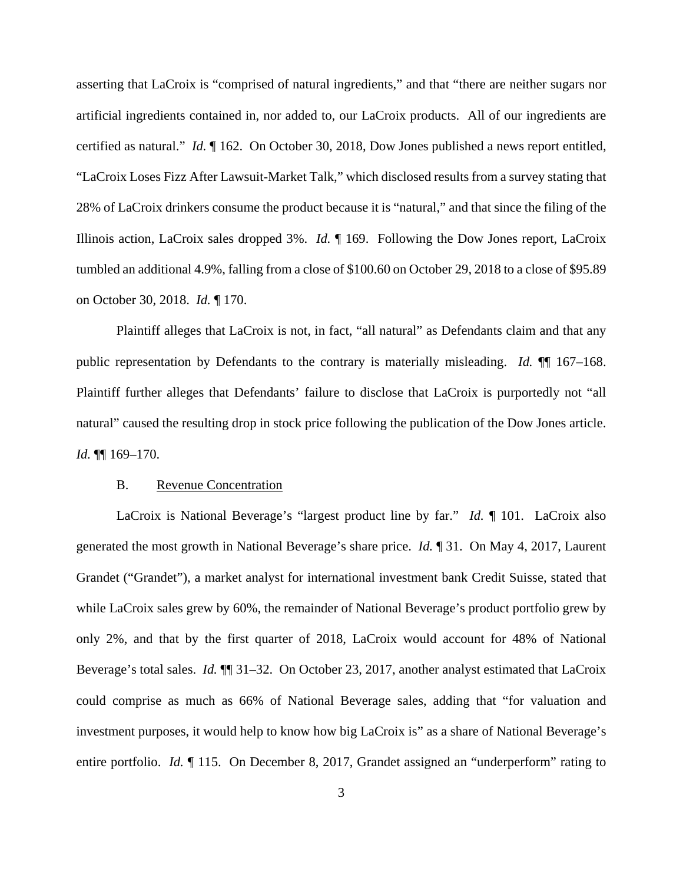asserting that LaCroix is "comprised of natural ingredients," and that "there are neither sugars nor artificial ingredients contained in, nor added to, our LaCroix products. All of our ingredients are certified as natural." *Id.* ¶ 162. On October 30, 2018, Dow Jones published a news report entitled, "LaCroix Loses Fizz After Lawsuit-Market Talk," which disclosed results from a survey stating that 28% of LaCroix drinkers consume the product because it is "natural," and that since the filing of the Illinois action, LaCroix sales dropped 3%. *Id.* ¶ 169. Following the Dow Jones report, LaCroix tumbled an additional 4.9%, falling from a close of $100.60 on October 29, 2018 to a close of $95.89 on October 30, 2018. *Id.* ¶ 170.

Plaintiff alleges that LaCroix is not, in fact, "all natural" as Defendants claim and that any public representation by Defendants to the contrary is materially misleading. *Id.* ¶¶ 167–168. Plaintiff further alleges that Defendants' failure to disclose that LaCroix is purportedly not "all natural" caused the resulting drop in stock price following the publication of the Dow Jones article. *Id.* ¶¶ 169–170.

B. Revenue Concentration

LaCroix is National Beverage's "largest product line by far." *Id.* ¶ 101. LaCroix also generated the most growth in National Beverage's share price. *Id.* ¶ 31. On May 4, 2017, Laurent Grandet ("Grandet"), a market analyst for international investment bank Credit Suisse, stated that while LaCroix sales grew by 60%, the remainder of National Beverage's product portfolio grew by only 2%, and that by the first quarter of 2018, LaCroix would account for 48% of National Beverage's total sales. *Id.* ¶¶ 31–32. On October 23, 2017, another analyst estimated that LaCroix could comprise as much as 66% of National Beverage sales, adding that "for valuation and investment purposes, it would help to know how big LaCroix is" as a share of National Beverage's entire portfolio. *Id.* ¶ 115. On December 8, 2017, Grandet assigned an "underperform" rating to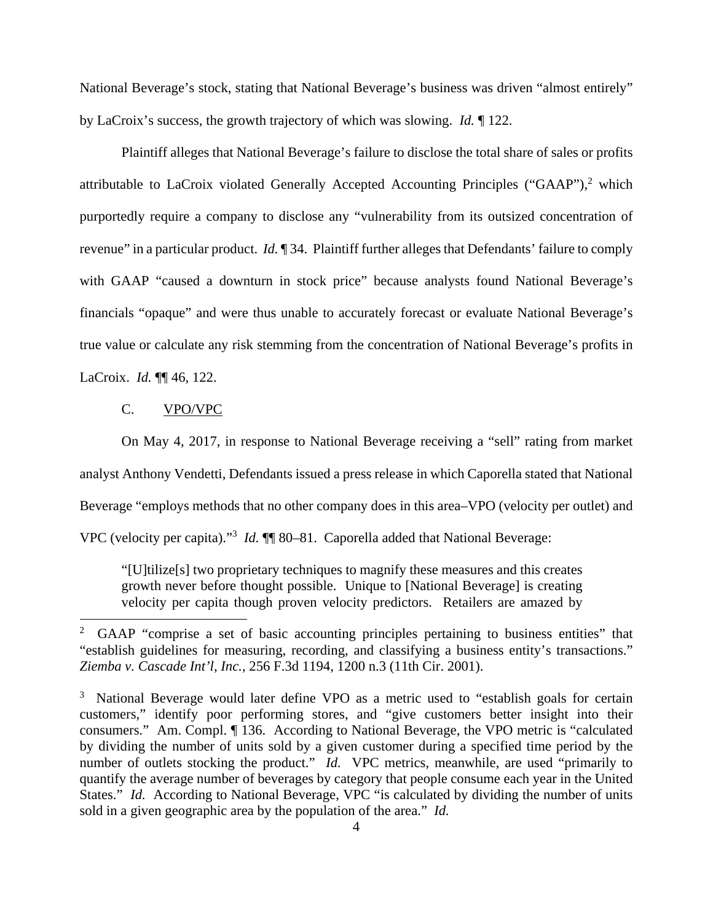National Beverage's stock, stating that National Beverage's business was driven "almost entirely" by LaCroix's success, the growth trajectory of which was slowing. *Id.* ¶ 122.

Plaintiff alleges that National Beverage's failure to disclose the total share of sales or profits attributable to LaCroix violated Generally Accepted Accounting Principles ("GAAP"),[2] which purportedly require a company to disclose any "vulnerability from its outsized concentration of revenue" in a particular product. *Id.* ¶ 34. Plaintiff further alleges that Defendants' failure to comply with GAAP "caused a downturn in stock price" because analysts found National Beverage's financials "opaque" and were thus unable to accurately forecast or evaluate National Beverage's true value or calculate any risk stemming from the concentration of National Beverage's profits in LaCroix. *Id.* ¶¶ 46, 122.

C. <u>VPO/VPC</u>

On May 4, 2017, in response to National Beverage receiving a "sell" rating from market analyst Anthony Vendetti, Defendants issued a press release in which Caporella stated that National Beverage "employs methods that no other company does in this area–VPO (velocity per outlet) and VPC (velocity per capita)."[3] *Id.* ¶¶ 80–81. Caporella added that National Beverage:

> "[U]tilize[s] two proprietary techniques to magnify these measures and this creates growth never before thought possible. Unique to [National Beverage] is creating velocity per capita though proven velocity predictors. Retailers are amazed by

---

[2] GAAP "comprise a set of basic accounting principles pertaining to business entities" that "establish guidelines for measuring, recording, and classifying a business entity's transactions." *Ziemba v. Cascade Int'l, Inc.*, 256 F.3d 1194, 1200 n.3 (11th Cir. 2001).

[3] National Beverage would later define VPO as a metric used to "establish goals for certain customers," identify poor performing stores, and "give customers better insight into their consumers." Am. Compl. ¶ 136. According to National Beverage, the VPO metric is "calculated by dividing the number of units sold by a given customer during a specified time period by the number of outlets stocking the product." *Id.* VPC metrics, meanwhile, are used "primarily to quantify the average number of beverages by category that people consume each year in the United States." *Id.* According to National Beverage, VPC "is calculated by dividing the number of units sold in a given geographic area by the population of the area." *Id.*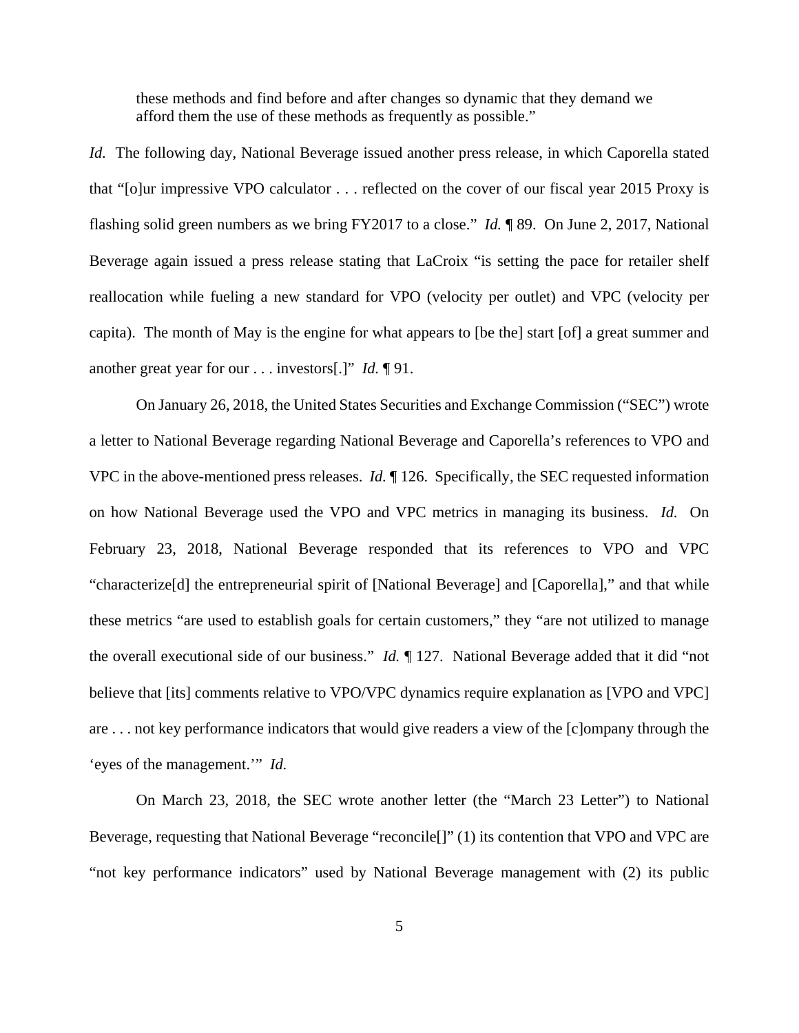> these methods and find before and after changes so dynamic that they demand we afford them the use of these methods as frequently as possible."

*Id.* The following day, National Beverage issued another press release, in which Caporella stated that "[o]ur impressive VPO calculator . . . reflected on the cover of our fiscal year 2015 Proxy is flashing solid green numbers as we bring FY2017 to a close." *Id.* ¶ 89. On June 2, 2017, National Beverage again issued a press release stating that LaCroix "is setting the pace for retailer shelf reallocation while fueling a new standard for VPO (velocity per outlet) and VPC (velocity per capita). The month of May is the engine for what appears to [be the] start [of] a great summer and another great year for our . . . investors[.]" *Id.* ¶ 91.

On January 26, 2018, the United States Securities and Exchange Commission ("SEC") wrote a letter to National Beverage regarding National Beverage and Caporella's references to VPO and VPC in the above-mentioned press releases. *Id.* ¶ 126. Specifically, the SEC requested information on how National Beverage used the VPO and VPC metrics in managing its business. *Id.* On February 23, 2018, National Beverage responded that its references to VPO and VPC "characterize[d] the entrepreneurial spirit of [National Beverage] and [Caporella]," and that while these metrics "are used to establish goals for certain customers," they "are not utilized to manage the overall executional side of our business." *Id.* ¶ 127. National Beverage added that it did "not believe that [its] comments relative to VPO/VPC dynamics require explanation as [VPO and VPC] are . . . not key performance indicators that would give readers a view of the [c]ompany through the 'eyes of the management.'" *Id.*

On March 23, 2018, the SEC wrote another letter (the "March 23 Letter") to National Beverage, requesting that National Beverage "reconcile[]" (1) its contention that VPO and VPC are "not key performance indicators" used by National Beverage management with (2) its public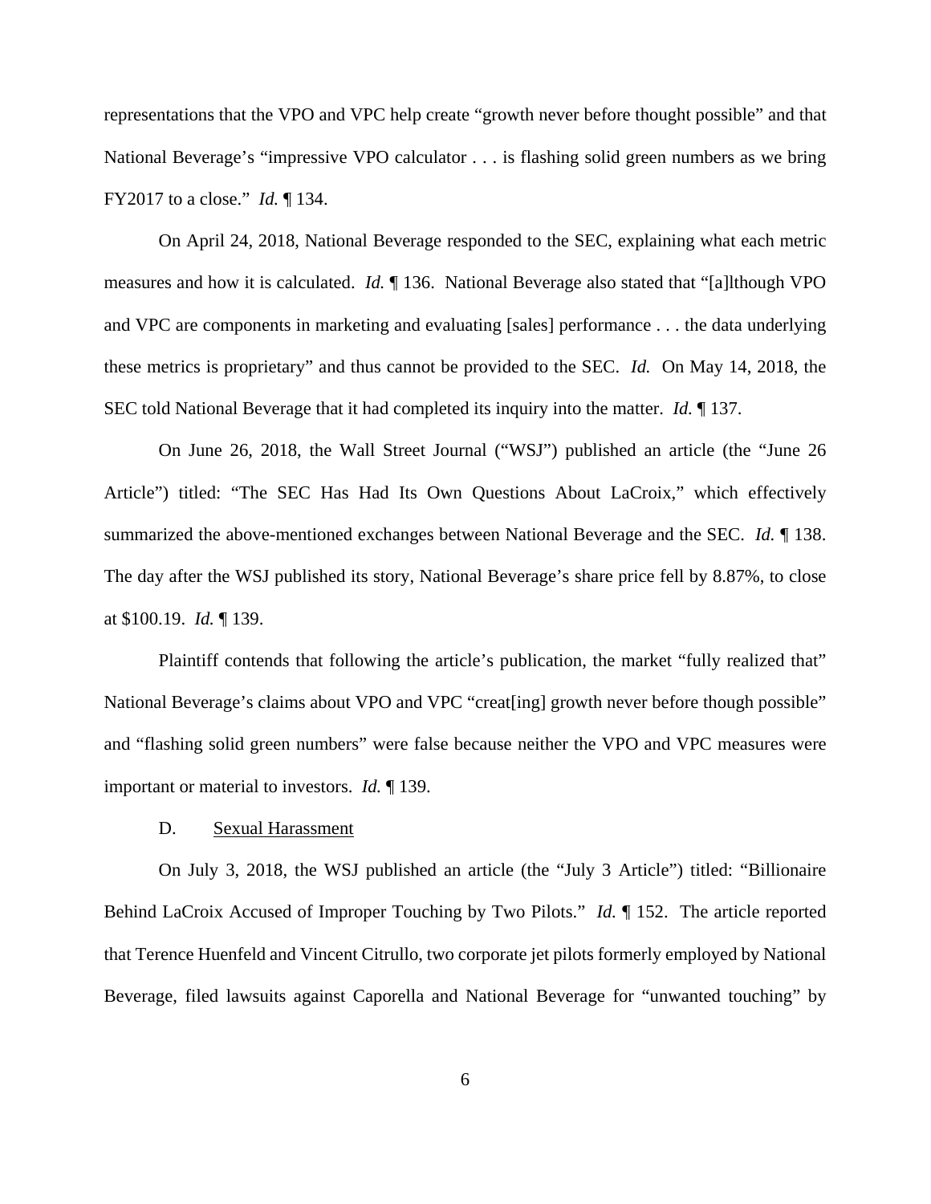representations that the VPO and VPC help create "growth never before thought possible" and that National Beverage's "impressive VPO calculator . . . is flashing solid green numbers as we bring FY2017 to a close." *Id.* ¶ 134.

On April 24, 2018, National Beverage responded to the SEC, explaining what each metric measures and how it is calculated. *Id.* ¶ 136. National Beverage also stated that "[a]lthough VPO and VPC are components in marketing and evaluating [sales] performance . . . the data underlying these metrics is proprietary" and thus cannot be provided to the SEC. *Id.* On May 14, 2018, the SEC told National Beverage that it had completed its inquiry into the matter. *Id.* ¶ 137.

On June 26, 2018, the Wall Street Journal ("WSJ") published an article (the "June 26 Article") titled: "The SEC Has Had Its Own Questions About LaCroix," which effectively summarized the above-mentioned exchanges between National Beverage and the SEC. *Id.* ¶ 138. The day after the WSJ published its story, National Beverage's share price fell by 8.87%, to close at $100.19. *Id.* ¶ 139.

Plaintiff contends that following the article's publication, the market "fully realized that" National Beverage's claims about VPO and VPC "creat[ing] growth never before though possible" and "flashing solid green numbers" were false because neither the VPO and VPC measures were important or material to investors. *Id.* ¶ 139.

D. Sexual Harassment

On July 3, 2018, the WSJ published an article (the "July 3 Article") titled: "Billionaire Behind LaCroix Accused of Improper Touching by Two Pilots." *Id.* ¶ 152. The article reported that Terence Huenfeld and Vincent Citrullo, two corporate jet pilots formerly employed by National Beverage, filed lawsuits against Caporella and National Beverage for "unwanted touching" by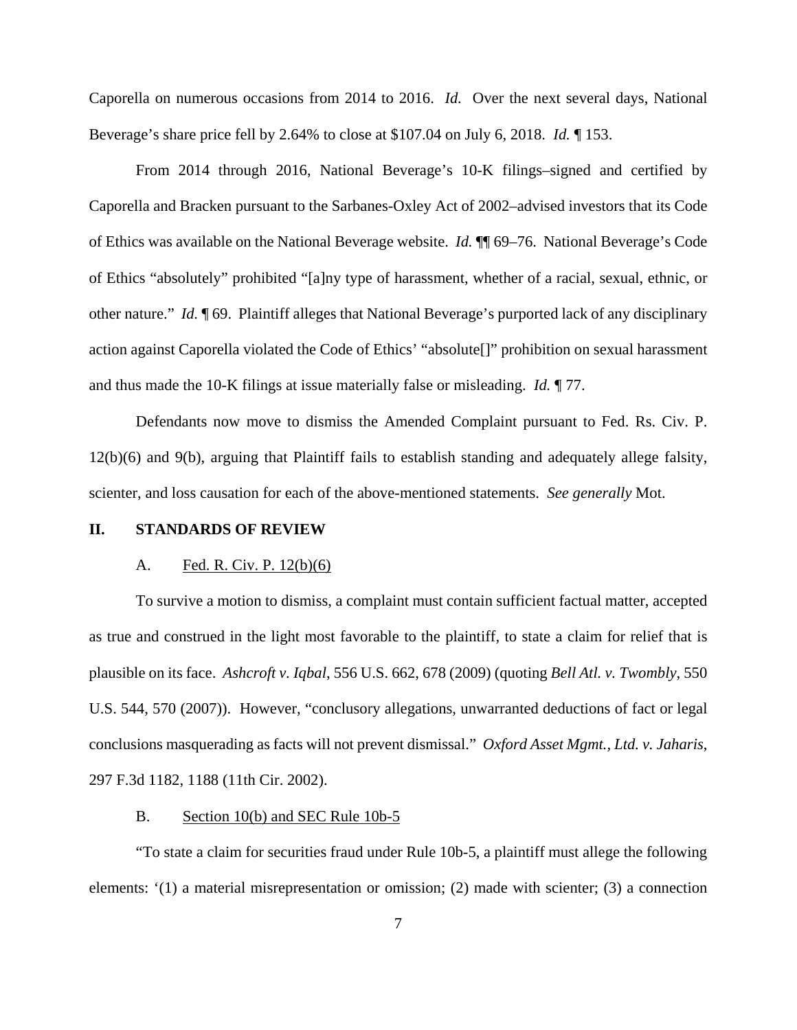Caporella on numerous occasions from 2014 to 2016. *Id.* Over the next several days, National Beverage's share price fell by 2.64% to close at $107.04 on July 6, 2018. *Id.* ¶ 153.

From 2014 through 2016, National Beverage's 10-K filings–signed and certified by Caporella and Bracken pursuant to the Sarbanes-Oxley Act of 2002–advised investors that its Code of Ethics was available on the National Beverage website. *Id.* ¶¶ 69–76. National Beverage's Code of Ethics "absolutely" prohibited "[a]ny type of harassment, whether of a racial, sexual, ethnic, or other nature." *Id.* ¶ 69. Plaintiff alleges that National Beverage's purported lack of any disciplinary action against Caporella violated the Code of Ethics' "absolute[]" prohibition on sexual harassment and thus made the 10-K filings at issue materially false or misleading. *Id.* ¶ 77.

Defendants now move to dismiss the Amended Complaint pursuant to Fed. Rs. Civ. P. 12(b)(6) and 9(b), arguing that Plaintiff fails to establish standing and adequately allege falsity, scienter, and loss causation for each of the above-mentioned statements. *See generally* Mot.

## II. STANDARDS OF REVIEW

### A. Fed. R. Civ. P. 12(b)(6)

To survive a motion to dismiss, a complaint must contain sufficient factual matter, accepted as true and construed in the light most favorable to the plaintiff, to state a claim for relief that is plausible on its face. *Ashcroft v. Iqbal*, 556 U.S. 662, 678 (2009) (quoting *Bell Atl. v. Twombly*, 550 U.S. 544, 570 (2007)). However, "conclusory allegations, unwarranted deductions of fact or legal conclusions masquerading as facts will not prevent dismissal." *Oxford Asset Mgmt., Ltd. v. Jaharis*, 297 F.3d 1182, 1188 (11th Cir. 2002).

### B. Section 10(b) and SEC Rule 10b-5

"To state a claim for securities fraud under Rule 10b-5, a plaintiff must allege the following elements: '(1) a material misrepresentation or omission; (2) made with scienter; (3) a connection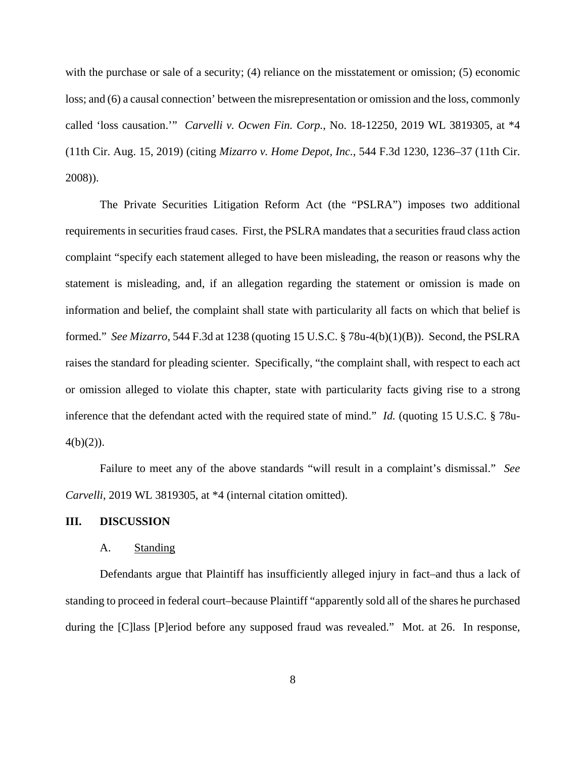with the purchase or sale of a security; (4) reliance on the misstatement or omission; (5) economic loss; and (6) a causal connection' between the misrepresentation or omission and the loss, commonly called 'loss causation.'" *Carvelli v. Ocwen Fin. Corp.*, No. 18-12250, 2019 WL 3819305, at *4 (11th Cir. Aug. 15, 2019) (citing *Mizarro v. Home Depot, Inc.*, 544 F.3d 1230, 1236–37 (11th Cir. 2008)).

The Private Securities Litigation Reform Act (the "PSLRA") imposes two additional requirements in securities fraud cases. First, the PSLRA mandates that a securities fraud class action complaint "specify each statement alleged to have been misleading, the reason or reasons why the statement is misleading, and, if an allegation regarding the statement or omission is made on information and belief, the complaint shall state with particularity all facts on which that belief is formed." *See Mizarro*, 544 F.3d at 1238 (quoting 15 U.S.C. § 78u-4(b)(1)(B)). Second, the PSLRA raises the standard for pleading scienter. Specifically, "the complaint shall, with respect to each act or omission alleged to violate this chapter, state with particularity facts giving rise to a strong inference that the defendant acted with the required state of mind." *Id.* (quoting 15 U.S.C. § 78u-4(b)(2)).

Failure to meet any of the above standards "will result in a complaint's dismissal." *See Carvelli*, 2019 WL 3819305, at *4 (internal citation omitted).

## III. DISCUSSION

### A. Standing

Defendants argue that Plaintiff has insufficiently alleged injury in fact–and thus a lack of standing to proceed in federal court–because Plaintiff "apparently sold all of the shares he purchased during the [C]lass [P]eriod before any supposed fraud was revealed." Mot. at 26. In response,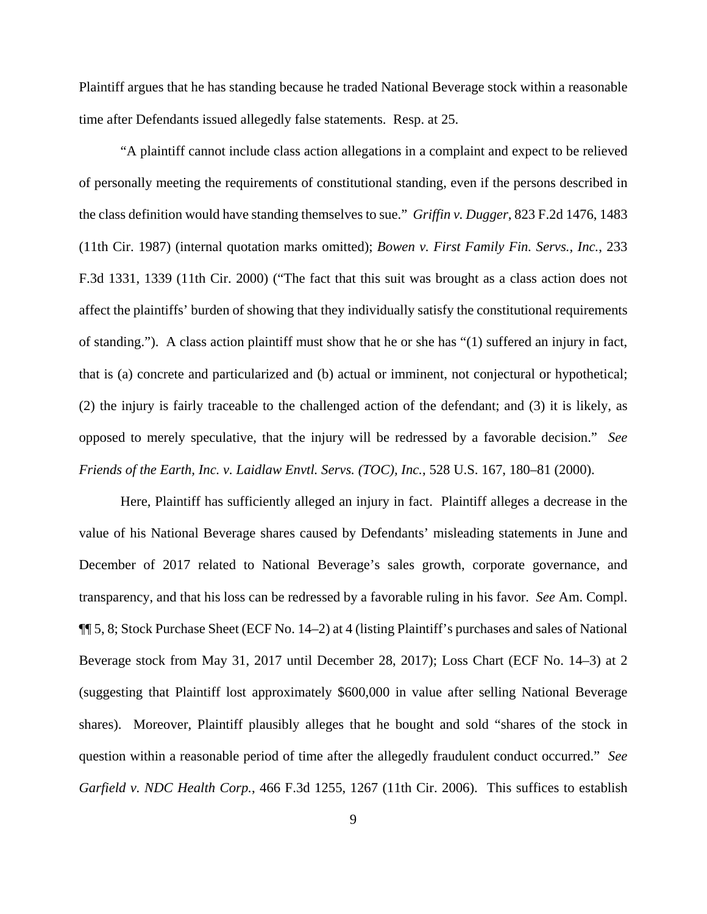Plaintiff argues that he has standing because he traded National Beverage stock within a reasonable time after Defendants issued allegedly false statements. Resp. at 25.

"A plaintiff cannot include class action allegations in a complaint and expect to be relieved of personally meeting the requirements of constitutional standing, even if the persons described in the class definition would have standing themselves to sue." *Griffin v. Dugger*, 823 F.2d 1476, 1483 (11th Cir. 1987) (internal quotation marks omitted); *Bowen v. First Family Fin. Servs., Inc.*, 233 F.3d 1331, 1339 (11th Cir. 2000) ("The fact that this suit was brought as a class action does not affect the plaintiffs' burden of showing that they individually satisfy the constitutional requirements of standing."). A class action plaintiff must show that he or she has "(1) suffered an injury in fact, that is (a) concrete and particularized and (b) actual or imminent, not conjectural or hypothetical; (2) the injury is fairly traceable to the challenged action of the defendant; and (3) it is likely, as opposed to merely speculative, that the injury will be redressed by a favorable decision." *See Friends of the Earth, Inc. v. Laidlaw Envtl. Servs. (TOC), Inc.*, 528 U.S. 167, 180–81 (2000).

Here, Plaintiff has sufficiently alleged an injury in fact. Plaintiff alleges a decrease in the value of his National Beverage shares caused by Defendants' misleading statements in June and December of 2017 related to National Beverage's sales growth, corporate governance, and transparency, and that his loss can be redressed by a favorable ruling in his favor. *See* Am. Compl. ¶¶ 5, 8; Stock Purchase Sheet (ECF No. 14–2) at 4 (listing Plaintiff's purchases and sales of National Beverage stock from May 31, 2017 until December 28, 2017); Loss Chart (ECF No. 14–3) at 2 (suggesting that Plaintiff lost approximately $600,000 in value after selling National Beverage shares). Moreover, Plaintiff plausibly alleges that he bought and sold "shares of the stock in question within a reasonable period of time after the allegedly fraudulent conduct occurred." *See Garfield v. NDC Health Corp.*, 466 F.3d 1255, 1267 (11th Cir. 2006). This suffices to establish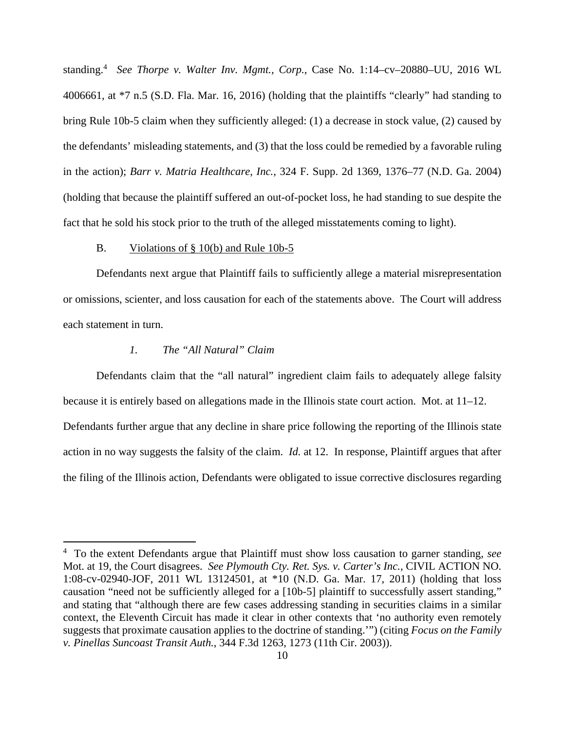standing.[4] *See Thorpe v. Walter Inv. Mgmt., Corp.*, Case No. 1:14–cv–20880–UU, 2016 WL 4006661, at *7 n.5 (S.D. Fla. Mar. 16, 2016) (holding that the plaintiffs "clearly" had standing to bring Rule 10b-5 claim when they sufficiently alleged: (1) a decrease in stock value, (2) caused by the defendants' misleading statements, and (3) that the loss could be remedied by a favorable ruling in the action); *Barr v. Matria Healthcare, Inc.*, 324 F. Supp. 2d 1369, 1376–77 (N.D. Ga. 2004) (holding that because the plaintiff suffered an out-of-pocket loss, he had standing to sue despite the fact that he sold his stock prior to the truth of the alleged misstatements coming to light).

B. Violations of § 10(b) and Rule 10b-5

Defendants next argue that Plaintiff fails to sufficiently allege a material misrepresentation or omissions, scienter, and loss causation for each of the statements above. The Court will address each statement in turn.

*1. The "All Natural" Claim*

Defendants claim that the "all natural" ingredient claim fails to adequately allege falsity because it is entirely based on allegations made in the Illinois state court action. Mot. at 11–12. Defendants further argue that any decline in share price following the reporting of the Illinois state action in no way suggests the falsity of the claim. *Id.* at 12. In response, Plaintiff argues that after the filing of the Illinois action, Defendants were obligated to issue corrective disclosures regarding

[4] To the extent Defendants argue that Plaintiff must show loss causation to garner standing, *see* Mot. at 19, the Court disagrees. *See Plymouth Cty. Ret. Sys. v. Carter's Inc.*, CIVIL ACTION NO. 1:08-cv-02940-JOF, 2011 WL 13124501, at *10 (N.D. Ga. Mar. 17, 2011) (holding that loss causation "need not be sufficiently alleged for a [10b-5] plaintiff to successfully assert standing," and stating that "although there are few cases addressing standing in securities claims in a similar context, the Eleventh Circuit has made it clear in other contexts that 'no authority even remotely suggests that proximate causation applies to the doctrine of standing.'") (citing *Focus on the Family v. Pinellas Suncoast Transit Auth.*, 344 F.3d 1263, 1273 (11th Cir. 2003)).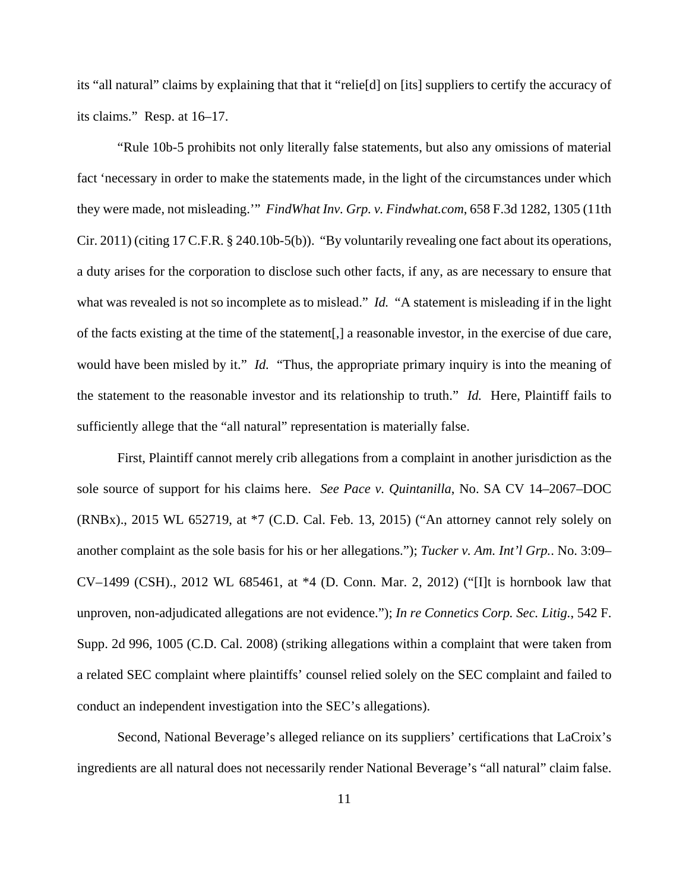its "all natural" claims by explaining that that it "relie[d] on [its] suppliers to certify the accuracy of its claims." Resp. at 16–17.

"Rule 10b-5 prohibits not only literally false statements, but also any omissions of material fact 'necessary in order to make the statements made, in the light of the circumstances under which they were made, not misleading.'" *FindWhat Inv. Grp. v. Findwhat.com*, 658 F.3d 1282, 1305 (11th Cir. 2011) (citing 17 C.F.R. § 240.10b-5(b)). "By voluntarily revealing one fact about its operations, a duty arises for the corporation to disclose such other facts, if any, as are necessary to ensure that what was revealed is not so incomplete as to mislead." *Id.* "A statement is misleading if in the light of the facts existing at the time of the statement[,] a reasonable investor, in the exercise of due care, would have been misled by it." *Id.* "Thus, the appropriate primary inquiry is into the meaning of the statement to the reasonable investor and its relationship to truth." *Id.* Here, Plaintiff fails to sufficiently allege that the "all natural" representation is materially false.

First, Plaintiff cannot merely crib allegations from a complaint in another jurisdiction as the sole source of support for his claims here. *See Pace v. Quintanilla*, No. SA CV 14–2067–DOC (RNBx)., 2015 WL 652719, at *7 (C.D. Cal. Feb. 13, 2015) ("An attorney cannot rely solely on another complaint as the sole basis for his or her allegations."); *Tucker v. Am. Int'l Grp.*. No. 3:09–CV–1499 (CSH)., 2012 WL 685461, at *4 (D. Conn. Mar. 2, 2012) ("[I]t is hornbook law that unproven, non-adjudicated allegations are not evidence."); *In re Connetics Corp. Sec. Litig.*, 542 F. Supp. 2d 996, 1005 (C.D. Cal. 2008) (striking allegations within a complaint that were taken from a related SEC complaint where plaintiffs' counsel relied solely on the SEC complaint and failed to conduct an independent investigation into the SEC's allegations).

Second, National Beverage's alleged reliance on its suppliers' certifications that LaCroix's ingredients are all natural does not necessarily render National Beverage's "all natural" claim false.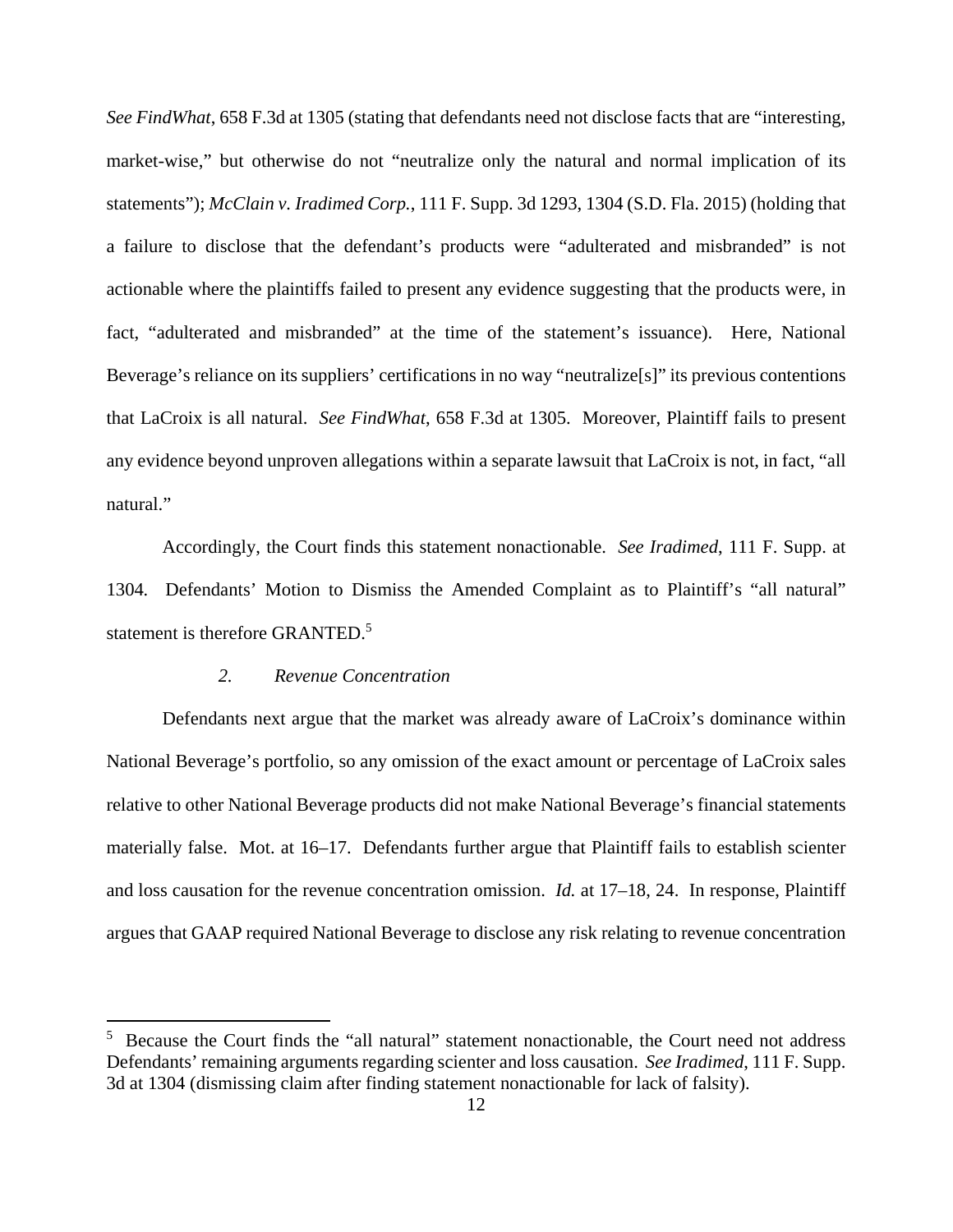*See FindWhat*, 658 F.3d at 1305 (stating that defendants need not disclose facts that are "interesting, market-wise," but otherwise do not "neutralize only the natural and normal implication of its statements"); *McClain v. Iradimed Corp.*, 111 F. Supp. 3d 1293, 1304 (S.D. Fla. 2015) (holding that a failure to disclose that the defendant's products were "adulterated and misbranded" is not actionable where the plaintiffs failed to present any evidence suggesting that the products were, in fact, "adulterated and misbranded" at the time of the statement's issuance). Here, National Beverage's reliance on its suppliers' certifications in no way "neutralize[s]" its previous contentions that LaCroix is all natural. *See FindWhat*, 658 F.3d at 1305. Moreover, Plaintiff fails to present any evidence beyond unproven allegations within a separate lawsuit that LaCroix is not, in fact, "all natural."

Accordingly, the Court finds this statement nonactionable. *See Iradimed*, 111 F. Supp. at 1304. Defendants' Motion to Dismiss the Amended Complaint as to Plaintiff's "all natural" statement is therefore GRANTED.[5]

*2. Revenue Concentration*

Defendants next argue that the market was already aware of LaCroix's dominance within National Beverage's portfolio, so any omission of the exact amount or percentage of LaCroix sales relative to other National Beverage products did not make National Beverage's financial statements materially false. Mot. at 16–17. Defendants further argue that Plaintiff fails to establish scienter and loss causation for the revenue concentration omission. *Id.* at 17–18, 24. In response, Plaintiff argues that GAAP required National Beverage to disclose any risk relating to revenue concentration

[5] Because the Court finds the "all natural" statement nonactionable, the Court need not address Defendants' remaining arguments regarding scienter and loss causation. *See Iradimed*, 111 F. Supp. 3d at 1304 (dismissing claim after finding statement nonactionable for lack of falsity).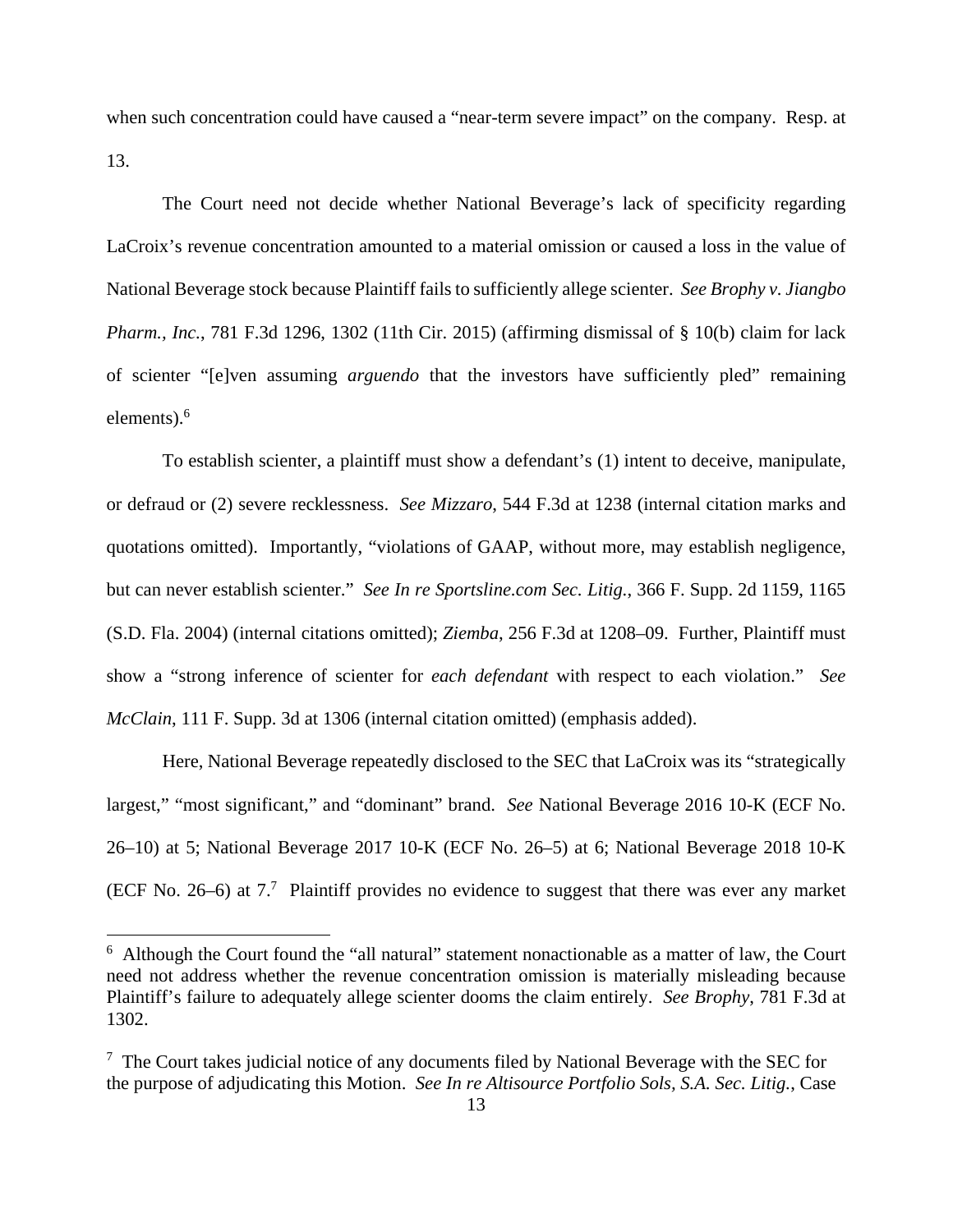when such concentration could have caused a "near-term severe impact" on the company. Resp. at 13.

The Court need not decide whether National Beverage's lack of specificity regarding LaCroix's revenue concentration amounted to a material omission or caused a loss in the value of National Beverage stock because Plaintiff fails to sufficiently allege scienter. *See Brophy v. Jiangbo Pharm., Inc.*, 781 F.3d 1296, 1302 (11th Cir. 2015) (affirming dismissal of § 10(b) claim for lack of scienter "[e]ven assuming *arguendo* that the investors have sufficiently pled" remaining elements).[6]

To establish scienter, a plaintiff must show a defendant's (1) intent to deceive, manipulate, or defraud or (2) severe recklessness. *See Mizzaro*, 544 F.3d at 1238 (internal citation marks and quotations omitted). Importantly, "violations of GAAP, without more, may establish negligence, but can never establish scienter." *See In re Sportsline.com Sec. Litig.*, 366 F. Supp. 2d 1159, 1165 (S.D. Fla. 2004) (internal citations omitted); *Ziemba*, 256 F.3d at 1208–09. Further, Plaintiff must show a "strong inference of scienter for *each defendant* with respect to each violation." *See McClain*, 111 F. Supp. 3d at 1306 (internal citation omitted) (emphasis added).

Here, National Beverage repeatedly disclosed to the SEC that LaCroix was its "strategically largest," "most significant," and "dominant" brand. *See* National Beverage 2016 10-K (ECF No. 26–10) at 5; National Beverage 2017 10-K (ECF No. 26–5) at 6; National Beverage 2018 10-K (ECF No. 26–6) at 7.[7] Plaintiff provides no evidence to suggest that there was ever any market

---

[6] Although the Court found the "all natural" statement nonactionable as a matter of law, the Court need not address whether the revenue concentration omission is materially misleading because Plaintiff's failure to adequately allege scienter dooms the claim entirely. *See Brophy*, 781 F.3d at 1302.

[7] The Court takes judicial notice of any documents filed by National Beverage with the SEC for the purpose of adjudicating this Motion. *See In re Altisource Portfolio Sols, S.A. Sec. Litig.*, Case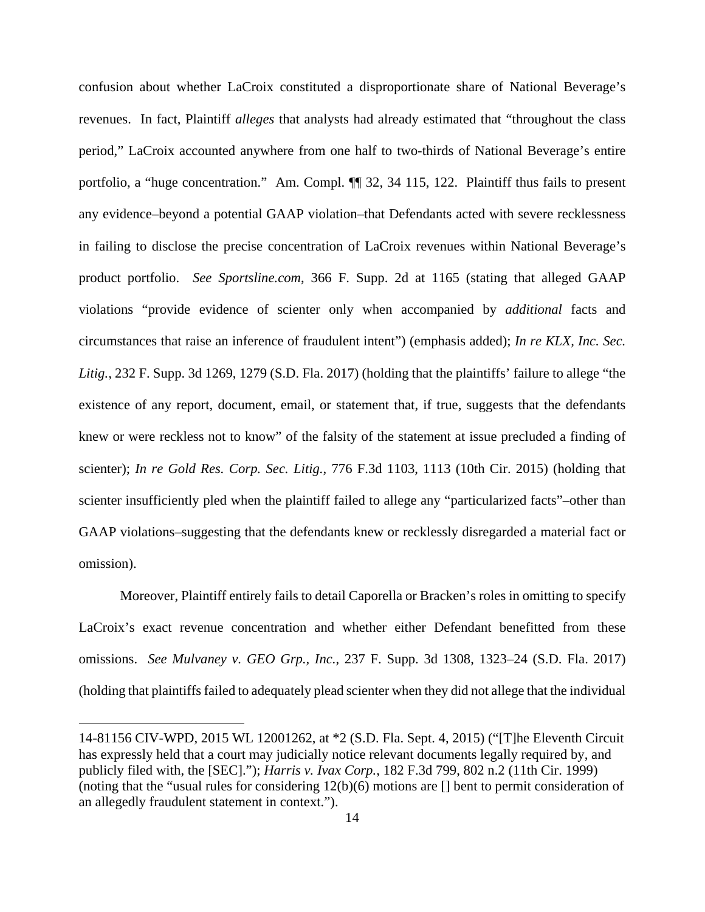confusion about whether LaCroix constituted a disproportionate share of National Beverage's revenues. In fact, Plaintiff *alleges* that analysts had already estimated that "throughout the class period," LaCroix accounted anywhere from one half to two-thirds of National Beverage's entire portfolio, a "huge concentration." Am. Compl. ¶¶ 32, 34 115, 122. Plaintiff thus fails to present any evidence–beyond a potential GAAP violation–that Defendants acted with severe recklessness in failing to disclose the precise concentration of LaCroix revenues within National Beverage's product portfolio. *See Sportsline.com*, 366 F. Supp. 2d at 1165 (stating that alleged GAAP violations "provide evidence of scienter only when accompanied by *additional* facts and circumstances that raise an inference of fraudulent intent") (emphasis added); *In re KLX, Inc. Sec. Litig.*, 232 F. Supp. 3d 1269, 1279 (S.D. Fla. 2017) (holding that the plaintiffs' failure to allege "the existence of any report, document, email, or statement that, if true, suggests that the defendants knew or were reckless not to know" of the falsity of the statement at issue precluded a finding of scienter); *In re Gold Res. Corp. Sec. Litig.*, 776 F.3d 1103, 1113 (10th Cir. 2015) (holding that scienter insufficiently pled when the plaintiff failed to allege any "particularized facts"–other than GAAP violations–suggesting that the defendants knew or recklessly disregarded a material fact or omission).

Moreover, Plaintiff entirely fails to detail Caporella or Bracken's roles in omitting to specify LaCroix's exact revenue concentration and whether either Defendant benefitted from these omissions. *See Mulvaney v. GEO Grp., Inc.*, 237 F. Supp. 3d 1308, 1323–24 (S.D. Fla. 2017) (holding that plaintiffs failed to adequately plead scienter when they did not allege that the individual

---

14-81156 CIV-WPD, 2015 WL 12001262, at *2 (S.D. Fla. Sept. 4, 2015) ("[T]he Eleventh Circuit has expressly held that a court may judicially notice relevant documents legally required by, and publicly filed with, the [SEC]."); *Harris v. Ivax Corp.*, 182 F.3d 799, 802 n.2 (11th Cir. 1999) (noting that the "usual rules for considering 12(b)(6) motions are [] bent to permit consideration of an allegedly fraudulent statement in context.").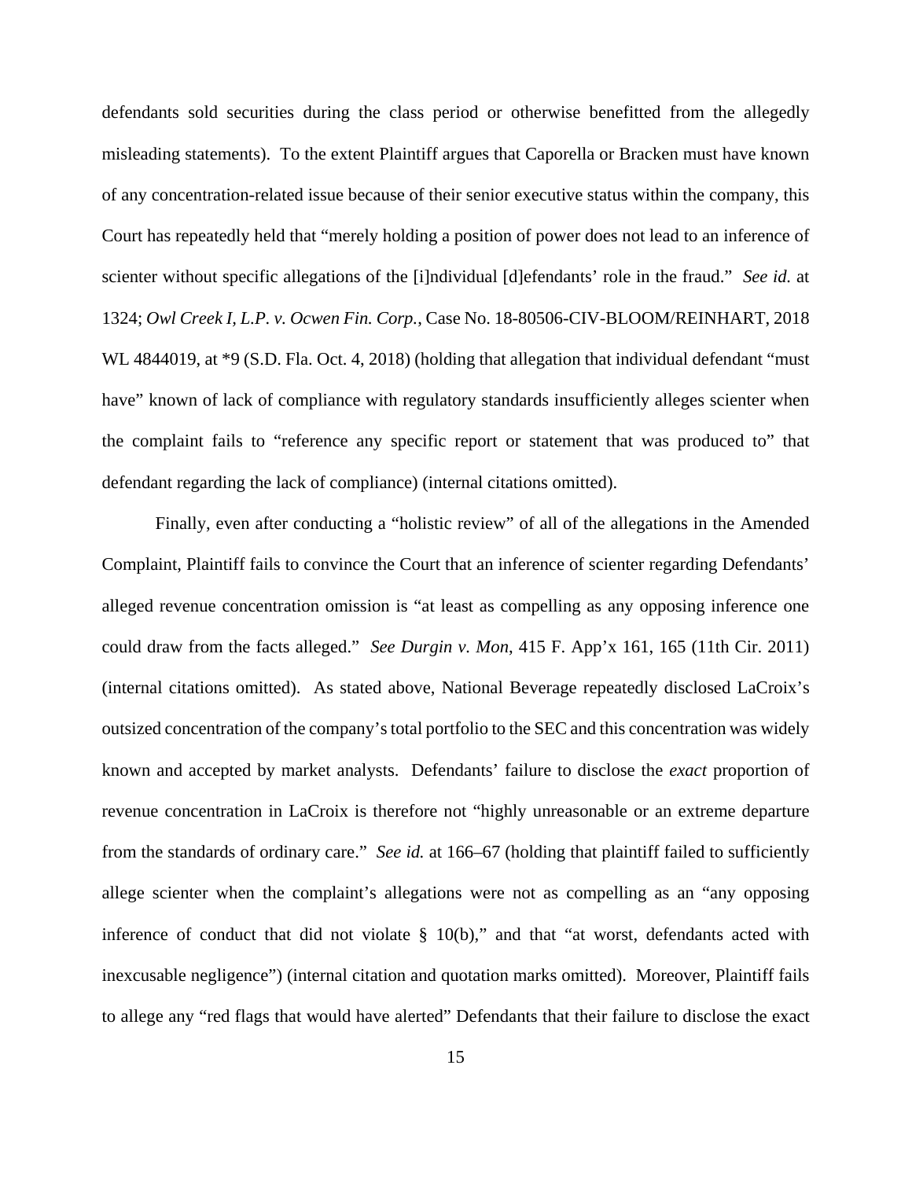defendants sold securities during the class period or otherwise benefitted from the allegedly misleading statements). To the extent Plaintiff argues that Caporella or Bracken must have known of any concentration-related issue because of their senior executive status within the company, this Court has repeatedly held that "merely holding a position of power does not lead to an inference of scienter without specific allegations of the [i]ndividual [d]efendants' role in the fraud." *See id.* at 1324; *Owl Creek I, L.P. v. Ocwen Fin. Corp.*, Case No. 18-80506-CIV-BLOOM/REINHART, 2018 WL 4844019, at *9 (S.D. Fla. Oct. 4, 2018) (holding that allegation that individual defendant "must have" known of lack of compliance with regulatory standards insufficiently alleges scienter when the complaint fails to "reference any specific report or statement that was produced to" that defendant regarding the lack of compliance) (internal citations omitted).

Finally, even after conducting a "holistic review" of all of the allegations in the Amended Complaint, Plaintiff fails to convince the Court that an inference of scienter regarding Defendants' alleged revenue concentration omission is "at least as compelling as any opposing inference one could draw from the facts alleged." *See Durgin v. Mon*, 415 F. App'x 161, 165 (11th Cir. 2011) (internal citations omitted). As stated above, National Beverage repeatedly disclosed LaCroix's outsized concentration of the company's total portfolio to the SEC and this concentration was widely known and accepted by market analysts. Defendants' failure to disclose the *exact* proportion of revenue concentration in LaCroix is therefore not "highly unreasonable or an extreme departure from the standards of ordinary care." *See id.* at 166–67 (holding that plaintiff failed to sufficiently allege scienter when the complaint's allegations were not as compelling as an "any opposing inference of conduct that did not violate § 10(b)," and that "at worst, defendants acted with inexcusable negligence") (internal citation and quotation marks omitted). Moreover, Plaintiff fails to allege any "red flags that would have alerted" Defendants that their failure to disclose the exact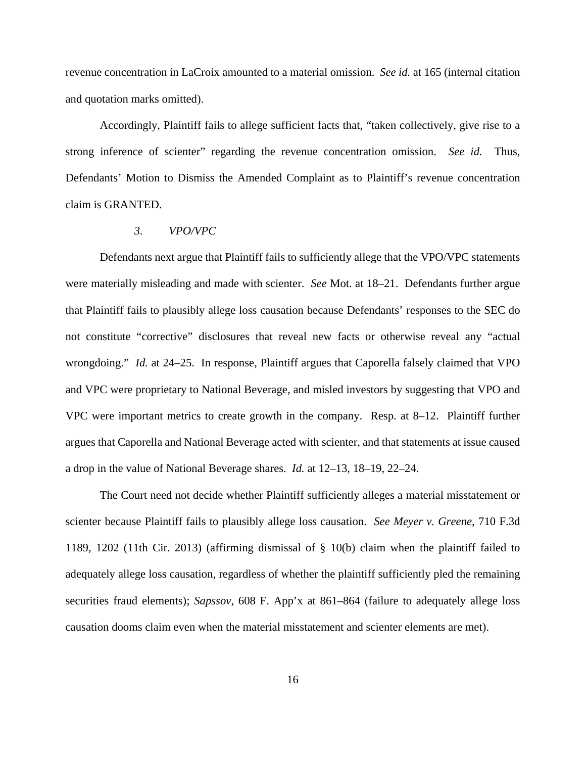revenue concentration in LaCroix amounted to a material omission. *See id.* at 165 (internal citation and quotation marks omitted).

Accordingly, Plaintiff fails to allege sufficient facts that, "taken collectively, give rise to a strong inference of scienter" regarding the revenue concentration omission. *See id.* Thus, Defendants' Motion to Dismiss the Amended Complaint as to Plaintiff's revenue concentration claim is GRANTED.

*3. VPO/VPC*

Defendants next argue that Plaintiff fails to sufficiently allege that the VPO/VPC statements were materially misleading and made with scienter. *See* Mot. at 18–21. Defendants further argue that Plaintiff fails to plausibly allege loss causation because Defendants' responses to the SEC do not constitute "corrective" disclosures that reveal new facts or otherwise reveal any "actual wrongdoing." *Id.* at 24–25. In response, Plaintiff argues that Caporella falsely claimed that VPO and VPC were proprietary to National Beverage, and misled investors by suggesting that VPO and VPC were important metrics to create growth in the company. Resp. at 8–12. Plaintiff further argues that Caporella and National Beverage acted with scienter, and that statements at issue caused a drop in the value of National Beverage shares. *Id.* at 12–13, 18–19, 22–24.

The Court need not decide whether Plaintiff sufficiently alleges a material misstatement or scienter because Plaintiff fails to plausibly allege loss causation. *See Meyer v. Greene*, 710 F.3d 1189, 1202 (11th Cir. 2013) (affirming dismissal of § 10(b) claim when the plaintiff failed to adequately allege loss causation, regardless of whether the plaintiff sufficiently pled the remaining securities fraud elements); *Sapssov*, 608 F. App'x at 861–864 (failure to adequately allege loss causation dooms claim even when the material misstatement and scienter elements are met).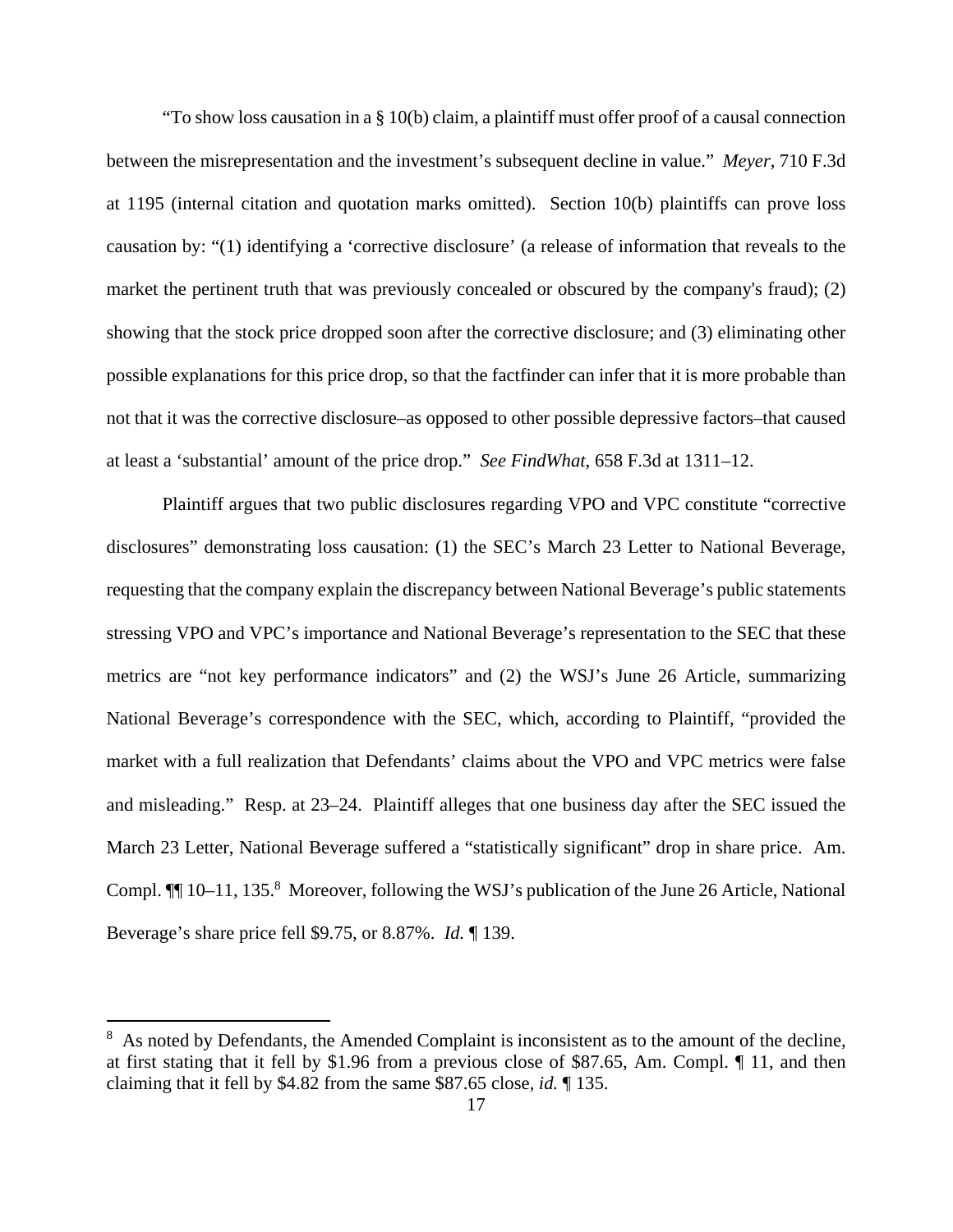"To show loss causation in a § 10(b) claim, a plaintiff must offer proof of a causal connection between the misrepresentation and the investment's subsequent decline in value." *Meyer*, 710 F.3d at 1195 (internal citation and quotation marks omitted). Section 10(b) plaintiffs can prove loss causation by: "(1) identifying a 'corrective disclosure' (a release of information that reveals to the market the pertinent truth that was previously concealed or obscured by the company's fraud); (2) showing that the stock price dropped soon after the corrective disclosure; and (3) eliminating other possible explanations for this price drop, so that the factfinder can infer that it is more probable than not that it was the corrective disclosure–as opposed to other possible depressive factors–that caused at least a 'substantial' amount of the price drop." *See FindWhat*, 658 F.3d at 1311–12.

Plaintiff argues that two public disclosures regarding VPO and VPC constitute "corrective disclosures" demonstrating loss causation: (1) the SEC's March 23 Letter to National Beverage, requesting that the company explain the discrepancy between National Beverage's public statements stressing VPO and VPC's importance and National Beverage's representation to the SEC that these metrics are "not key performance indicators" and (2) the WSJ's June 26 Article, summarizing National Beverage's correspondence with the SEC, which, according to Plaintiff, "provided the market with a full realization that Defendants' claims about the VPO and VPC metrics were false and misleading." Resp. at 23–24. Plaintiff alleges that one business day after the SEC issued the March 23 Letter, National Beverage suffered a "statistically significant" drop in share price. Am. Compl. ¶¶ 10–11, 135.[8] Moreover, following the WSJ's publication of the June 26 Article, National Beverage's share price fell $9.75, or 8.87%. *Id.* ¶ 139.

[8] As noted by Defendants, the Amended Complaint is inconsistent as to the amount of the decline, at first stating that it fell by $1.96 from a previous close of $87.65, Am. Compl. ¶ 11, and then claiming that it fell by $4.82 from the same $87.65 close, *id.* ¶ 135.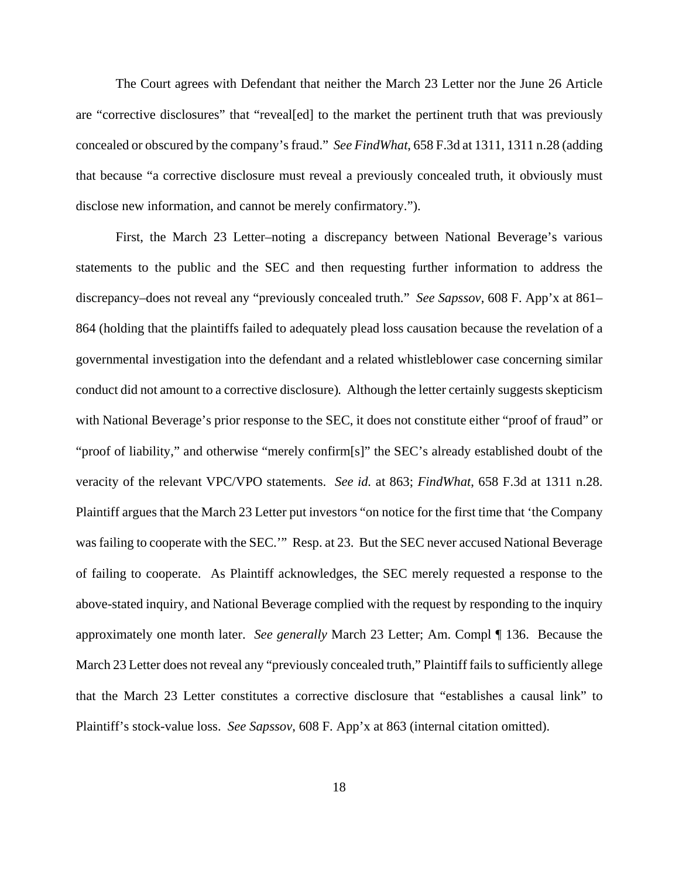The Court agrees with Defendant that neither the March 23 Letter nor the June 26 Article are "corrective disclosures" that "reveal[ed] to the market the pertinent truth that was previously concealed or obscured by the company's fraud." *See FindWhat*, 658 F.3d at 1311, 1311 n.28 (adding that because "a corrective disclosure must reveal a previously concealed truth, it obviously must disclose new information, and cannot be merely confirmatory.").

First, the March 23 Letter–noting a discrepancy between National Beverage's various statements to the public and the SEC and then requesting further information to address the discrepancy–does not reveal any "previously concealed truth." *See Sapssov*, 608 F. App'x at 861–864 (holding that the plaintiffs failed to adequately plead loss causation because the revelation of a governmental investigation into the defendant and a related whistleblower case concerning similar conduct did not amount to a corrective disclosure)*.* Although the letter certainly suggests skepticism with National Beverage's prior response to the SEC, it does not constitute either "proof of fraud" or "proof of liability," and otherwise "merely confirm[s]" the SEC's already established doubt of the veracity of the relevant VPC/VPO statements. *See id.* at 863; *FindWhat*, 658 F.3d at 1311 n.28. Plaintiff argues that the March 23 Letter put investors "on notice for the first time that 'the Company was failing to cooperate with the SEC.'" Resp. at 23. But the SEC never accused National Beverage of failing to cooperate. As Plaintiff acknowledges, the SEC merely requested a response to the above-stated inquiry, and National Beverage complied with the request by responding to the inquiry approximately one month later. *See generally* March 23 Letter; Am. Compl ¶ 136. Because the March 23 Letter does not reveal any "previously concealed truth," Plaintiff fails to sufficiently allege that the March 23 Letter constitutes a corrective disclosure that "establishes a causal link" to Plaintiff's stock-value loss. *See Sapssov*, 608 F. App'x at 863 (internal citation omitted).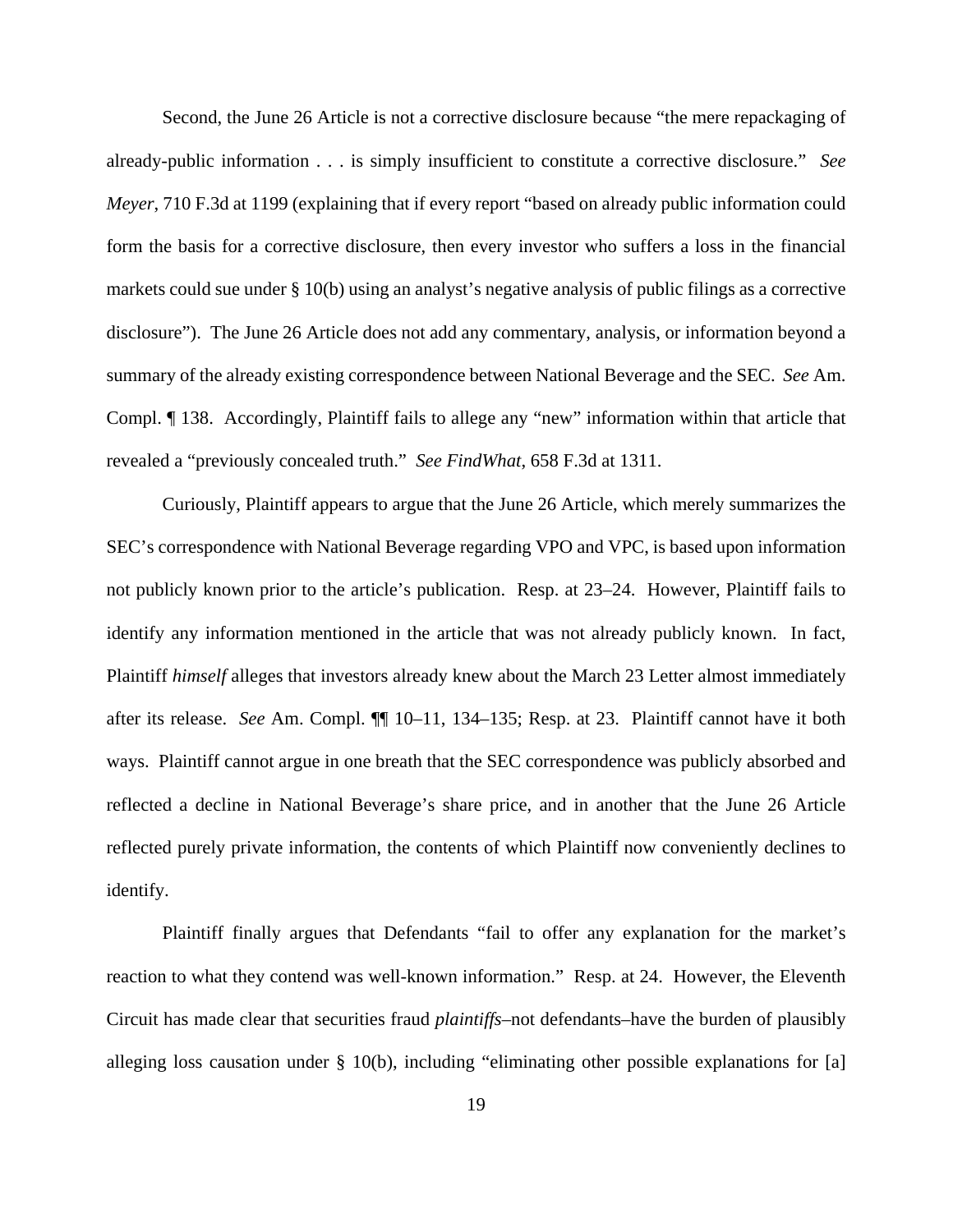Second, the June 26 Article is not a corrective disclosure because "the mere repackaging of already-public information . . . is simply insufficient to constitute a corrective disclosure." *See Meyer*, 710 F.3d at 1199 (explaining that if every report "based on already public information could form the basis for a corrective disclosure, then every investor who suffers a loss in the financial markets could sue under § 10(b) using an analyst's negative analysis of public filings as a corrective disclosure"). The June 26 Article does not add any commentary, analysis, or information beyond a summary of the already existing correspondence between National Beverage and the SEC. *See* Am. Compl. ¶ 138. Accordingly, Plaintiff fails to allege any "new" information within that article that revealed a "previously concealed truth." *See FindWhat*, 658 F.3d at 1311.

Curiously, Plaintiff appears to argue that the June 26 Article, which merely summarizes the SEC's correspondence with National Beverage regarding VPO and VPC, is based upon information not publicly known prior to the article's publication. Resp. at 23–24. However, Plaintiff fails to identify any information mentioned in the article that was not already publicly known. In fact, Plaintiff *himself* alleges that investors already knew about the March 23 Letter almost immediately after its release. *See* Am. Compl. ¶¶ 10–11, 134–135; Resp. at 23. Plaintiff cannot have it both ways. Plaintiff cannot argue in one breath that the SEC correspondence was publicly absorbed and reflected a decline in National Beverage's share price, and in another that the June 26 Article reflected purely private information, the contents of which Plaintiff now conveniently declines to identify.

Plaintiff finally argues that Defendants "fail to offer any explanation for the market's reaction to what they contend was well-known information." Resp. at 24. However, the Eleventh Circuit has made clear that securities fraud *plaintiffs*–not defendants–have the burden of plausibly alleging loss causation under § 10(b), including "eliminating other possible explanations for [a]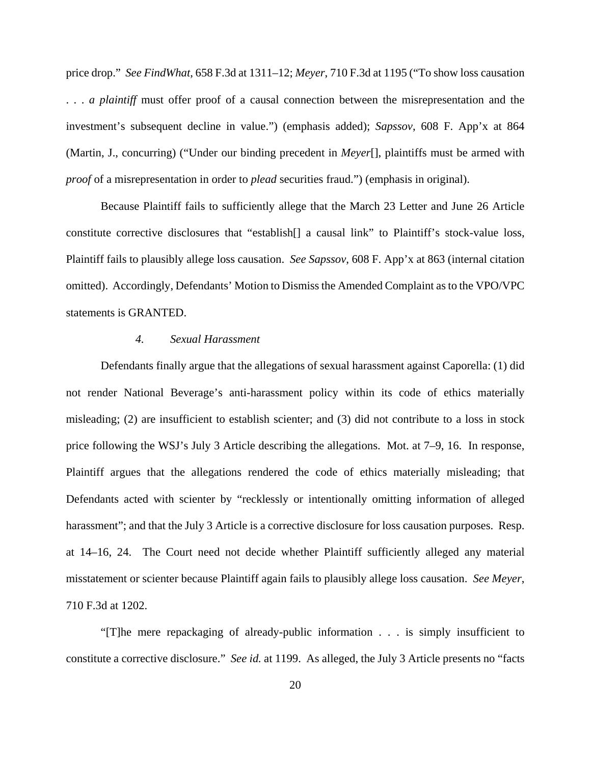price drop." *See FindWhat*, 658 F.3d at 1311–12; *Meyer*, 710 F.3d at 1195 ("To show loss causation . . . *a plaintiff* must offer proof of a causal connection between the misrepresentation and the investment's subsequent decline in value.") (emphasis added); *Sapssov*, 608 F. App'x at 864 (Martin, J., concurring) ("Under our binding precedent in *Meyer*[], plaintiffs must be armed with *proof* of a misrepresentation in order to *plead* securities fraud.") (emphasis in original).

Because Plaintiff fails to sufficiently allege that the March 23 Letter and June 26 Article constitute corrective disclosures that "establish[] a causal link" to Plaintiff's stock-value loss, Plaintiff fails to plausibly allege loss causation. *See Sapssov*, 608 F. App'x at 863 (internal citation omitted). Accordingly, Defendants' Motion to Dismiss the Amended Complaint as to the VPO/VPC statements is GRANTED.

*4. Sexual Harassment*

Defendants finally argue that the allegations of sexual harassment against Caporella: (1) did not render National Beverage's anti-harassment policy within its code of ethics materially misleading; (2) are insufficient to establish scienter; and (3) did not contribute to a loss in stock price following the WSJ's July 3 Article describing the allegations. Mot. at 7–9, 16. In response, Plaintiff argues that the allegations rendered the code of ethics materially misleading; that Defendants acted with scienter by "recklessly or intentionally omitting information of alleged harassment"; and that the July 3 Article is a corrective disclosure for loss causation purposes. Resp. at 14–16, 24. The Court need not decide whether Plaintiff sufficiently alleged any material misstatement or scienter because Plaintiff again fails to plausibly allege loss causation. *See Meyer*, 710 F.3d at 1202.

"[T]he mere repackaging of already-public information . . . is simply insufficient to constitute a corrective disclosure." *See id.* at 1199. As alleged, the July 3 Article presents no "facts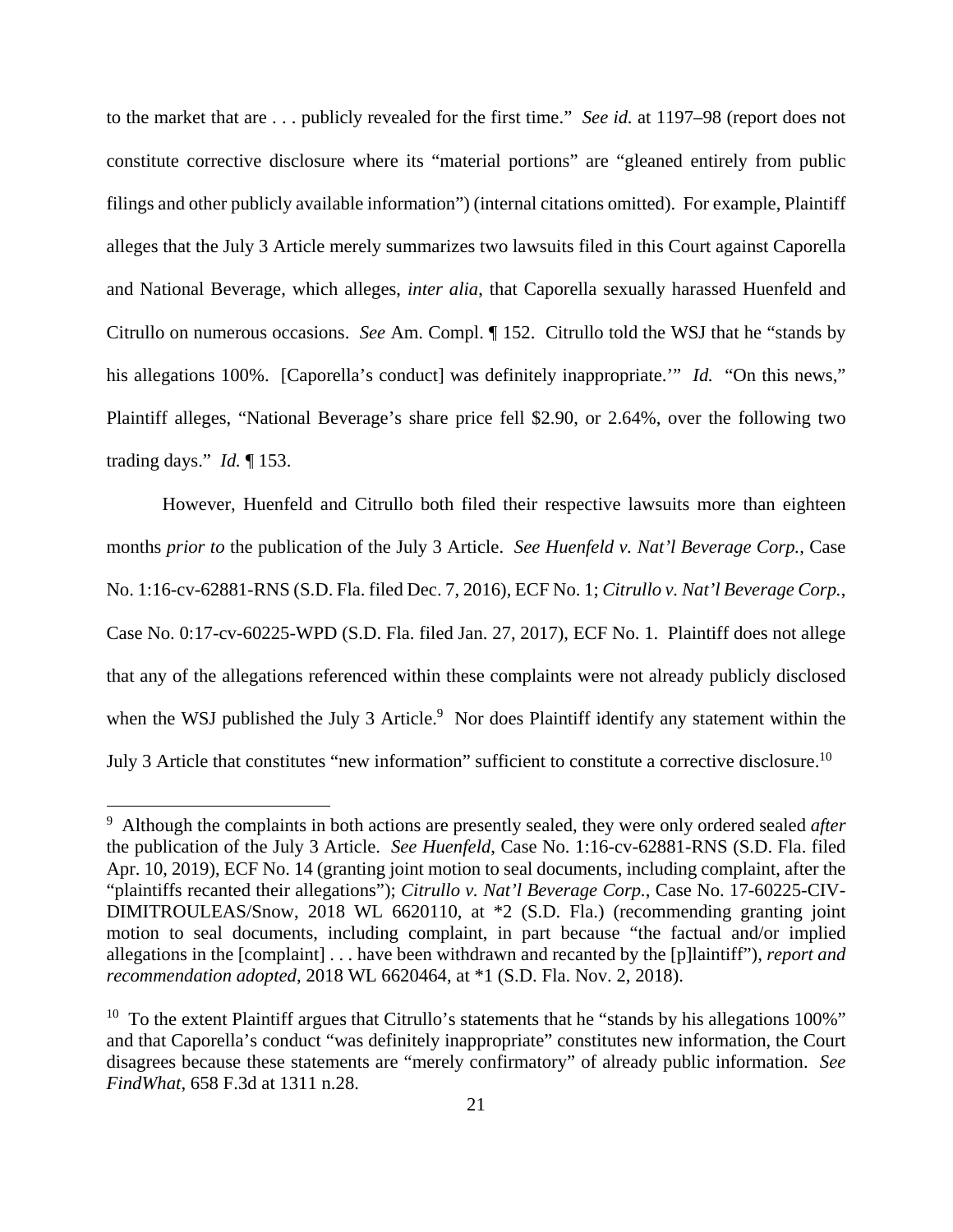to the market that are . . . publicly revealed for the first time." *See id.* at 1197–98 (report does not constitute corrective disclosure where its "material portions" are "gleaned entirely from public filings and other publicly available information") (internal citations omitted). For example, Plaintiff alleges that the July 3 Article merely summarizes two lawsuits filed in this Court against Caporella and National Beverage, which alleges, *inter alia*, that Caporella sexually harassed Huenfeld and Citrullo on numerous occasions. *See* Am. Compl. ¶ 152. Citrullo told the WSJ that he "stands by his allegations 100%. [Caporella's conduct] was definitely inappropriate.'" *Id.* "On this news," Plaintiff alleges, "National Beverage's share price fell $2.90, or 2.64%, over the following two trading days." *Id.* ¶ 153.

However, Huenfeld and Citrullo both filed their respective lawsuits more than eighteen months *prior to* the publication of the July 3 Article. *See Huenfeld v. Nat'l Beverage Corp.*, Case No. 1:16-cv-62881-RNS (S.D. Fla. filed Dec. 7, 2016), ECF No. 1; *Citrullo v. Nat'l Beverage Corp.*, Case No. 0:17-cv-60225-WPD (S.D. Fla. filed Jan. 27, 2017), ECF No. 1. Plaintiff does not allege that any of the allegations referenced within these complaints were not already publicly disclosed when the WSJ published the July 3 Article.[9] Nor does Plaintiff identify any statement within the July 3 Article that constitutes "new information" sufficient to constitute a corrective disclosure.[10]

---

[9] Although the complaints in both actions are presently sealed, they were only ordered sealed *after* the publication of the July 3 Article. *See Huenfeld*, Case No. 1:16-cv-62881-RNS (S.D. Fla. filed Apr. 10, 2019), ECF No. 14 (granting joint motion to seal documents, including complaint, after the "plaintiffs recanted their allegations"); *Citrullo v. Nat'l Beverage Corp.*, Case No. 17-60225-CIV-DIMITROULEAS/Snow, 2018 WL 6620110, at *2 (S.D. Fla.) (recommending granting joint motion to seal documents, including complaint, in part because "the factual and/or implied allegations in the [complaint] . . . have been withdrawn and recanted by the [p]laintiff"), *report and recommendation adopted*, 2018 WL 6620464, at *1 (S.D. Fla. Nov. 2, 2018).

[10] To the extent Plaintiff argues that Citrullo's statements that he "stands by his allegations 100%" and that Caporella's conduct "was definitely inappropriate" constitutes new information, the Court disagrees because these statements are "merely confirmatory" of already public information. *See FindWhat*, 658 F.3d at 1311 n.28.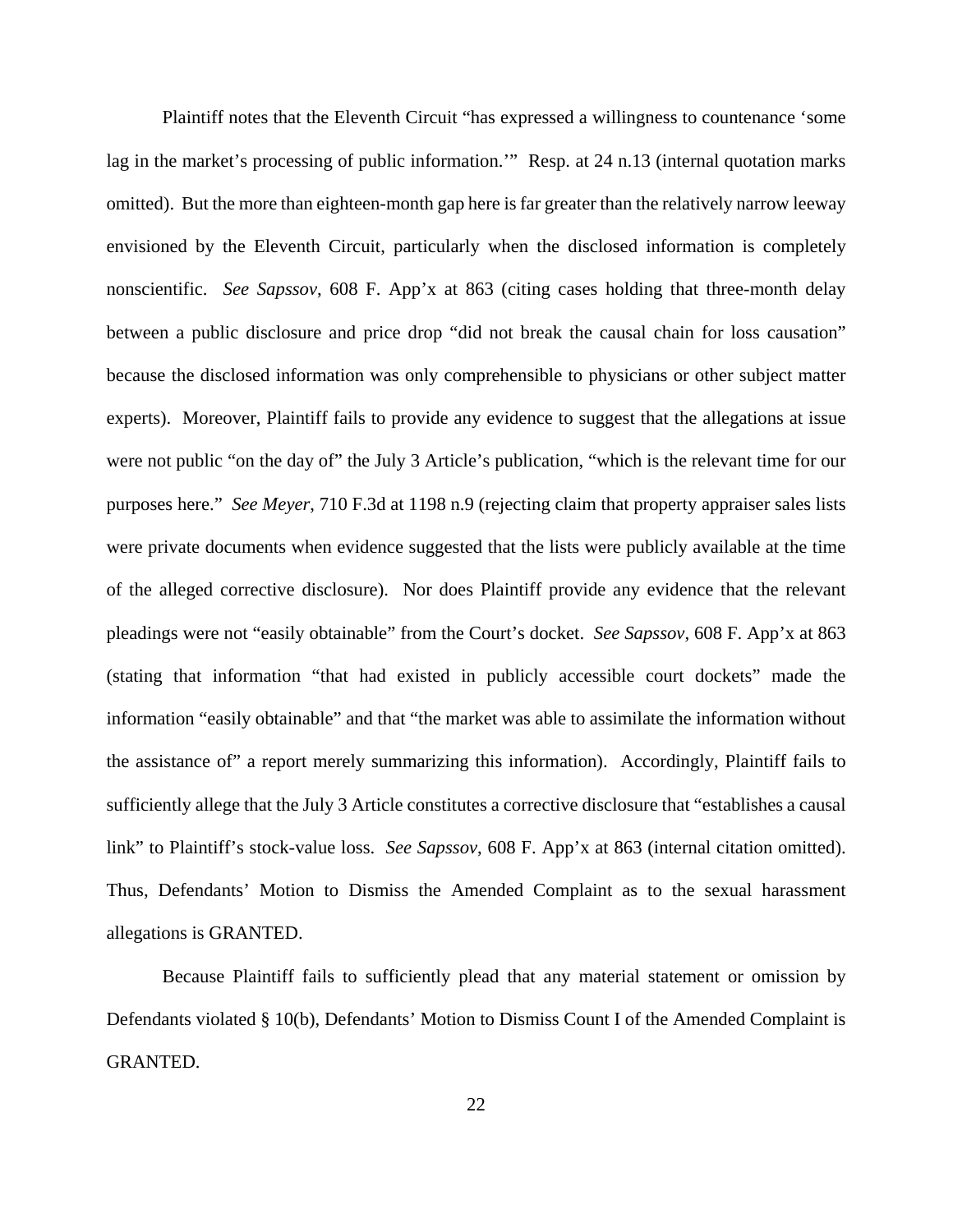Plaintiff notes that the Eleventh Circuit "has expressed a willingness to countenance 'some lag in the market's processing of public information.'" Resp. at 24 n.13 (internal quotation marks omitted). But the more than eighteen-month gap here is far greater than the relatively narrow leeway envisioned by the Eleventh Circuit, particularly when the disclosed information is completely nonscientific. *See Sapssov*, 608 F. App'x at 863 (citing cases holding that three-month delay between a public disclosure and price drop "did not break the causal chain for loss causation" because the disclosed information was only comprehensible to physicians or other subject matter experts). Moreover, Plaintiff fails to provide any evidence to suggest that the allegations at issue were not public "on the day of" the July 3 Article's publication, "which is the relevant time for our purposes here." *See Meyer*, 710 F.3d at 1198 n.9 (rejecting claim that property appraiser sales lists were private documents when evidence suggested that the lists were publicly available at the time of the alleged corrective disclosure). Nor does Plaintiff provide any evidence that the relevant pleadings were not "easily obtainable" from the Court's docket. *See Sapssov*, 608 F. App'x at 863 (stating that information "that had existed in publicly accessible court dockets" made the information "easily obtainable" and that "the market was able to assimilate the information without the assistance of" a report merely summarizing this information). Accordingly, Plaintiff fails to sufficiently allege that the July 3 Article constitutes a corrective disclosure that "establishes a causal link" to Plaintiff's stock-value loss. *See Sapssov*, 608 F. App'x at 863 (internal citation omitted). Thus, Defendants' Motion to Dismiss the Amended Complaint as to the sexual harassment allegations is GRANTED.

Because Plaintiff fails to sufficiently plead that any material statement or omission by Defendants violated § 10(b), Defendants' Motion to Dismiss Count I of the Amended Complaint is GRANTED.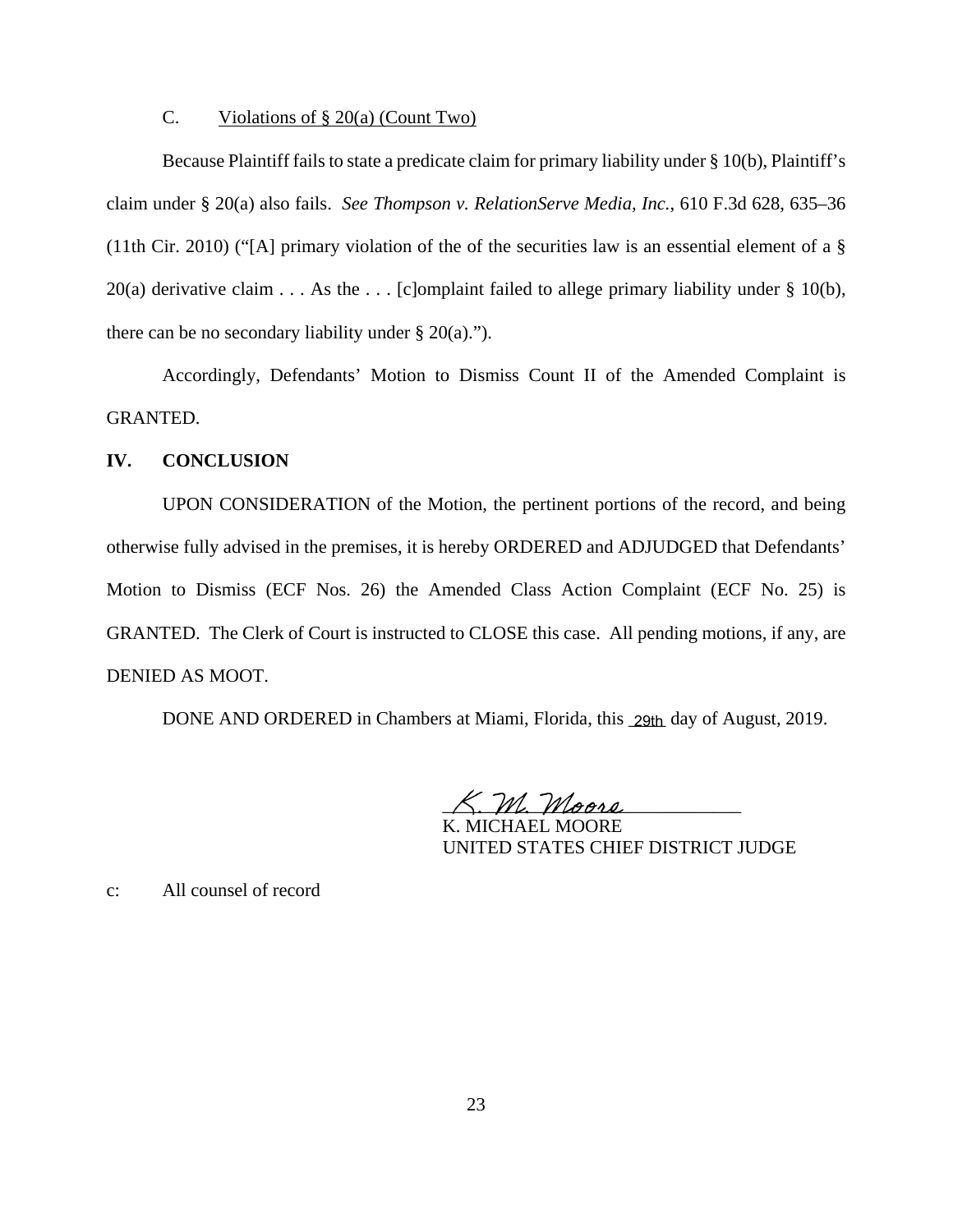C. Violations of § 20(a) (Count Two)

Because Plaintiff fails to state a predicate claim for primary liability under § 10(b), Plaintiff's claim under § 20(a) also fails. *See Thompson v. RelationServe Media, Inc.*, 610 F.3d 628, 635–36 (11th Cir. 2010) ("[A] primary violation of the of the securities law is an essential element of a § 20(a) derivative claim . . . As the . . . [c]omplaint failed to allege primary liability under § 10(b), there can be no secondary liability under § 20(a).").

Accordingly, Defendants' Motion to Dismiss Count II of the Amended Complaint is GRANTED.

## IV. CONCLUSION

UPON CONSIDERATION of the Motion, the pertinent portions of the record, and being otherwise fully advised in the premises, it is hereby ORDERED and ADJUDGED that Defendants' Motion to Dismiss (ECF Nos. 26) the Amended Class Action Complaint (ECF No. 25) is GRANTED. The Clerk of Court is instructed to CLOSE this case. All pending motions, if any, are DENIED AS MOOT.

DONE AND ORDERED in Chambers at Miami, Florida, this 29th day of August, 2019.

K. M. Moore
K. MICHAEL MOORE
UNITED STATES CHIEF DISTRICT JUDGE

c: All counsel of record